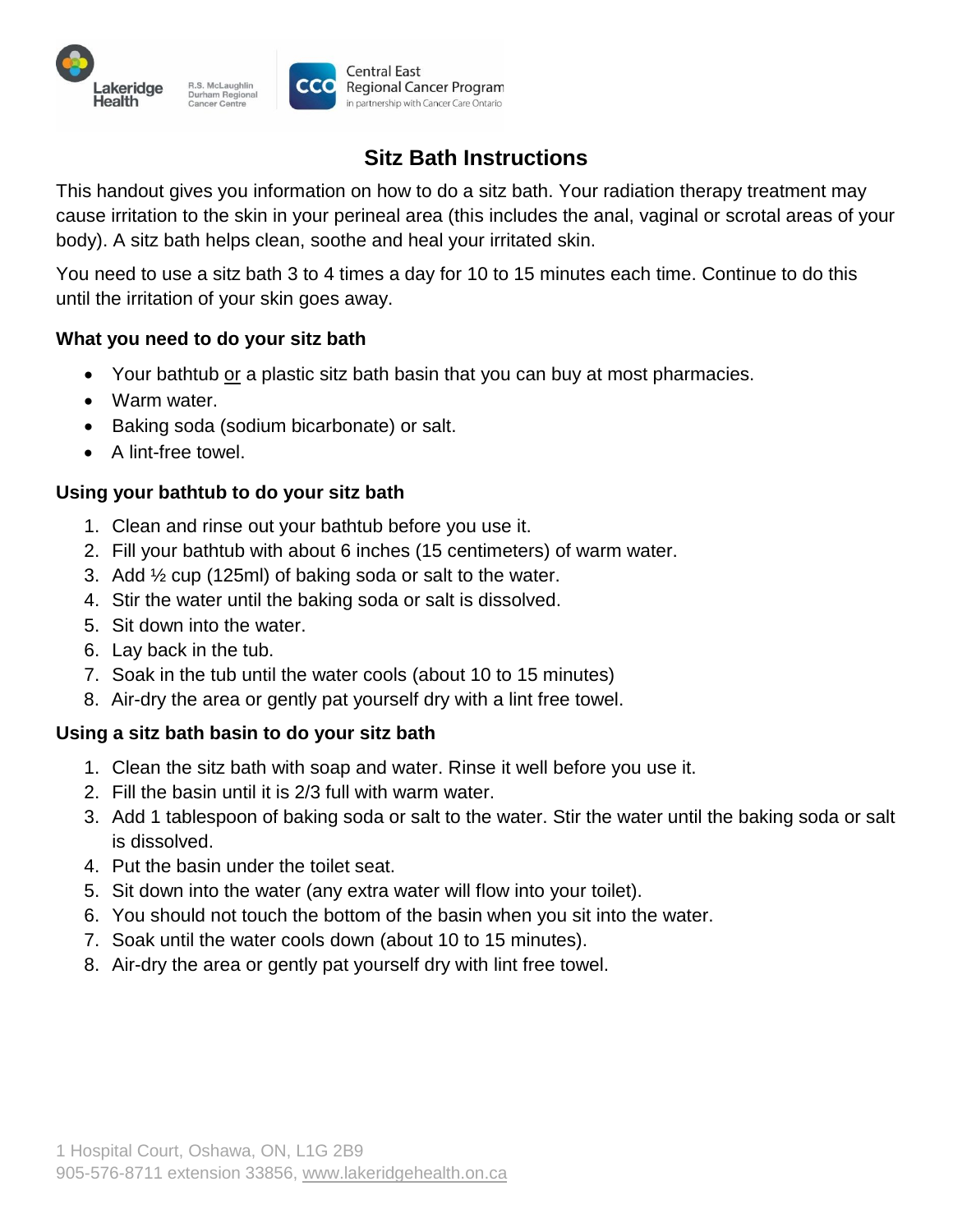# Sitz Bath Instructions

This handout gives you information on how to do a sitz bath. Your radiation therapy treatment may cause irritation to the skin in your perineal area (this includes the anal, vaginal or scrotal areas of your body). A sitz bath helps clean, soothe and heal your irritated skin.

You need to use a sitz bath 3 to 4 times a day for 10 to 15 minutes each time. Continue to do this until the irritation of your skin goes away.

**What you need to do your sitz bath**

- Your bathtub or a plastic sitz bath basin that you can buy at most pharmacies.
- Warm water.
- Baking soda (sodium bicarbonate) or salt.
- A lint-free towel.

**Using your bathtub to do your sitz bath**

1. Clean and rinse out your bathtub before you use it.
2. Fill your bathtub with about 6 inches (15 centimeters) of warm water.
3. Add ½ cup (125ml) of baking soda or salt to the water.
4. Stir the water until the baking soda or salt is dissolved.
5. Sit down into the water.
6. Lay back in the tub.
7. Soak in the tub until the water cools (about 10 to 15 minutes)
8. Air-dry the area or gently pat yourself dry with a lint free towel.

**Using a sitz bath basin to do your sitz bath**

1. Clean the sitz bath with soap and water. Rinse it well before you use it.
2. Fill the basin until it is 2/3 full with warm water.
3. Add 1 tablespoon of baking soda or salt to the water. Stir the water until the baking soda or salt is dissolved.
4. Put the basin under the toilet seat.
5. Sit down into the water (any extra water will flow into your toilet).
6. You should not touch the bottom of the basin when you sit into the water.
7. Soak until the water cools down (about 10 to 15 minutes).
8. Air-dry the area or gently pat yourself dry with lint free towel.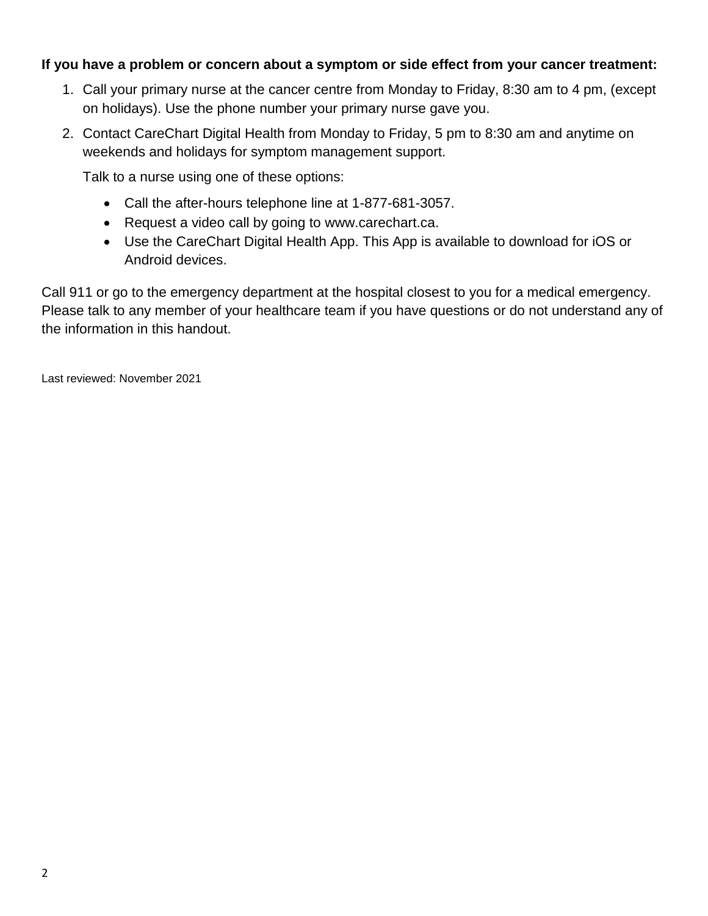**If you have a problem or concern about a symptom or side effect from your cancer treatment:**

1. Call your primary nurse at the cancer centre from Monday to Friday, 8:30 am to 4 pm, (except on holidays). Use the phone number your primary nurse gave you.
2. Contact CareChart Digital Health from Monday to Friday, 5 pm to 8:30 am and anytime on weekends and holidays for symptom management support.

   Talk to a nurse using one of these options:

   - Call the after-hours telephone line at 1-877-681-3057.
   - Request a video call by going to www.carechart.ca.
   - Use the CareChart Digital Health App. This App is available to download for iOS or Android devices.

Call 911 or go to the emergency department at the hospital closest to you for a medical emergency. Please talk to any member of your healthcare team if you have questions or do not understand any of the information in this handout.

Last reviewed: November 2021